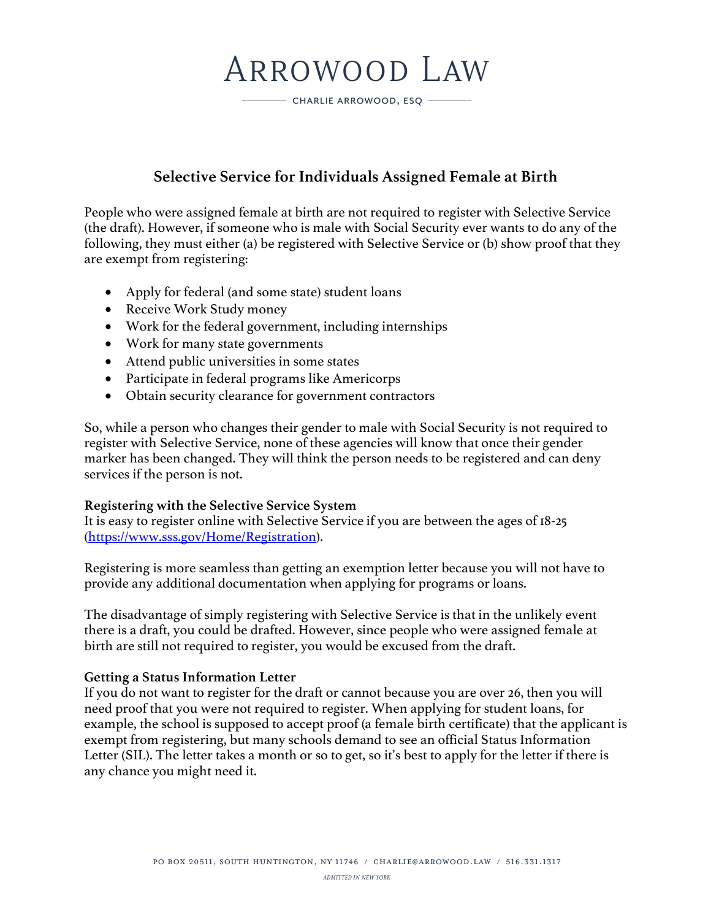# Arrowood Law

CHARLIE ARROWOOD, ESQ

## Selective Service for Individuals Assigned Female at Birth

People who were assigned female at birth are not required to register with Selective Service (the draft). However, if someone who is male with Social Security ever wants to do any of the following, they must either (a) be registered with Selective Service or (b) show proof that they are exempt from registering:

- Apply for federal (and some state) student loans
- Receive Work Study money
- Work for the federal government, including internships
- Work for many state governments
- Attend public universities in some states
- Participate in federal programs like Americorps
- Obtain security clearance for government contractors

So, while a person who changes their gender to male with Social Security is not required to register with Selective Service, none of these agencies will know that once their gender marker has been changed. They will think the person needs to be registered and can deny services if the person is not.

**Registering with the Selective Service System**
It is easy to register online with Selective Service if you are between the ages of 18-25 ([https://www.sss.gov/Home/Registration](https://www.sss.gov/Home/Registration)).

Registering is more seamless than getting an exemption letter because you will not have to provide any additional documentation when applying for programs or loans.

The disadvantage of simply registering with Selective Service is that in the unlikely event there is a draft, you could be drafted. However, since people who were assigned female at birth are still not required to register, you would be excused from the draft.

**Getting a Status Information Letter**
If you do not want to register for the draft or cannot because you are over 26, then you will need proof that you were not required to register. When applying for student loans, for example, the school is supposed to accept proof (a female birth certificate) that the applicant is exempt from registering, but many schools demand to see an official Status Information Letter (SIL). The letter takes a month or so to get, so it's best to apply for the letter if there is any chance you might need it.

PO BOX 20511, SOUTH HUNTINGTON, NY 11746 / CHARLIE@ARROWOOD.LAW / 516.331.1317

*ADMITTED IN NEW YORK*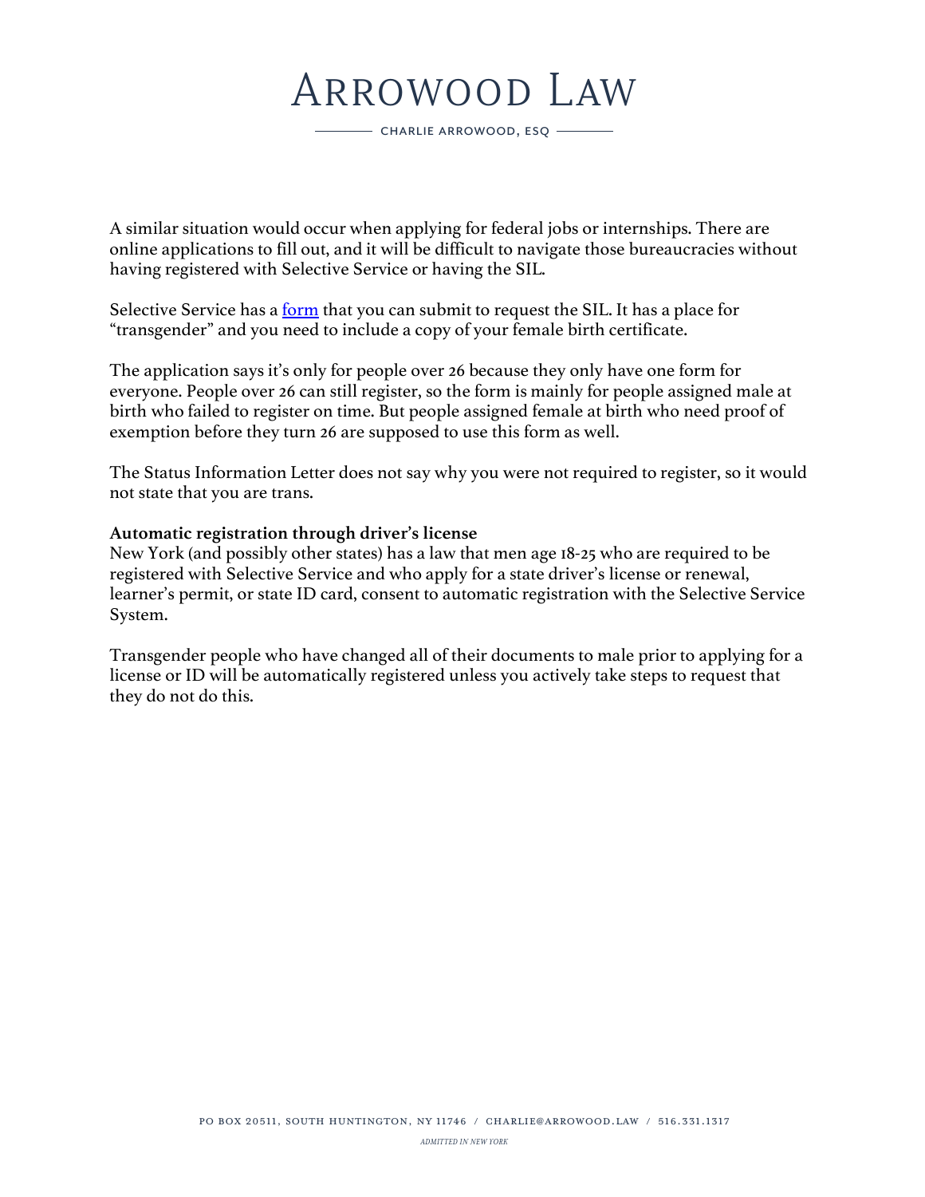A similar situation would occur when applying for federal jobs or internships. There are online applications to fill out, and it will be difficult to navigate those bureaucracies without having registered with Selective Service or having the SIL.

Selective Service has a form that you can submit to request the SIL. It has a place for "transgender" and you need to include a copy of your female birth certificate.

The application says it's only for people over 26 because they only have one form for everyone. People over 26 can still register, so the form is mainly for people assigned male at birth who failed to register on time. But people assigned female at birth who need proof of exemption before they turn 26 are supposed to use this form as well.

The Status Information Letter does not say why you were not required to register, so it would not state that you are trans.

**Automatic registration through driver's license**

New York (and possibly other states) has a law that men age 18-25 who are required to be registered with Selective Service and who apply for a state driver's license or renewal, learner's permit, or state ID card, consent to automatic registration with the Selective Service System.

Transgender people who have changed all of their documents to male prior to applying for a license or ID will be automatically registered unless you actively take steps to request that they do not do this.